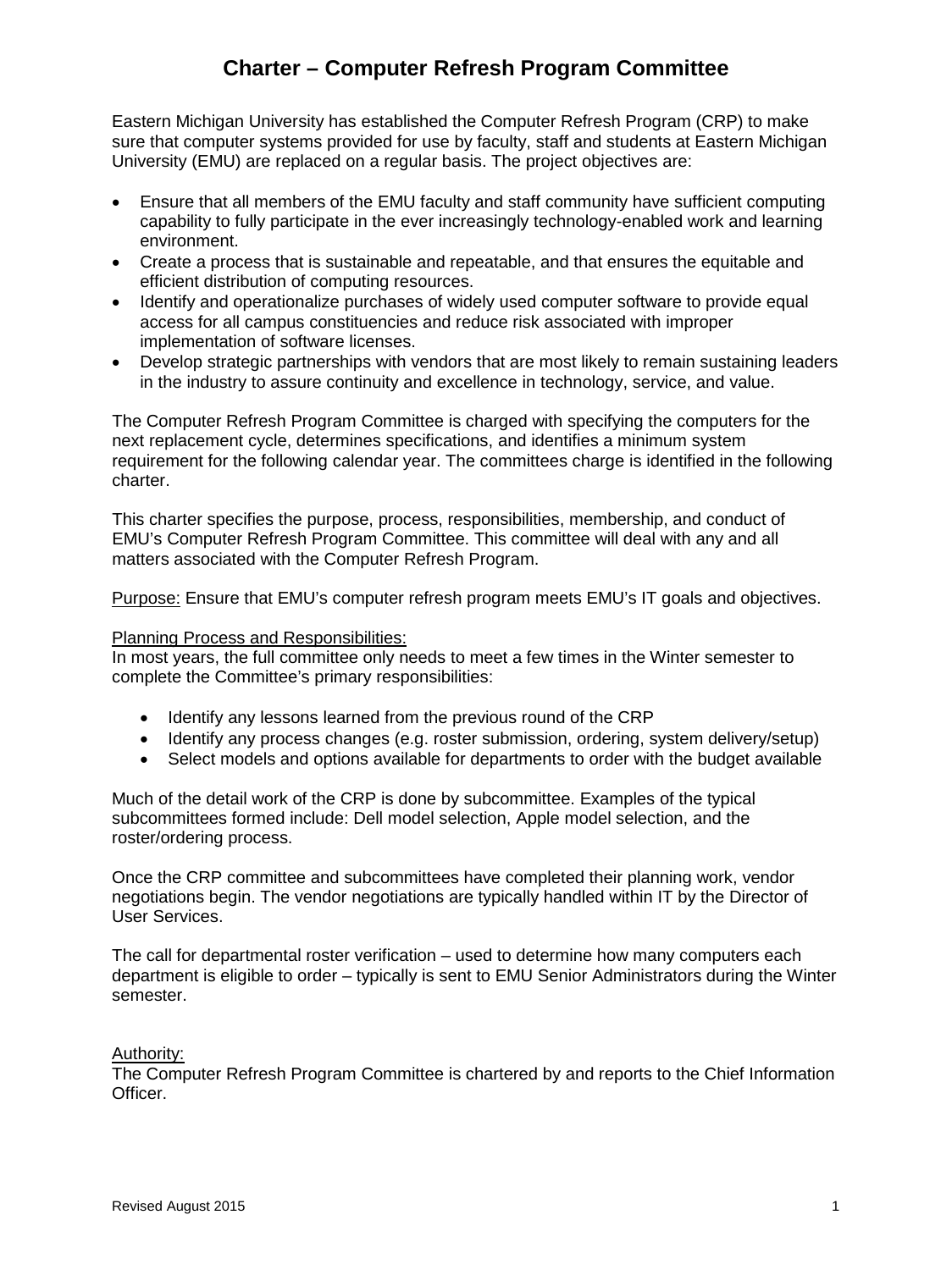# Charter – Computer Refresh Program Committee

Eastern Michigan University has established the Computer Refresh Program (CRP) to make sure that computer systems provided for use by faculty, staff and students at Eastern Michigan University (EMU) are replaced on a regular basis. The project objectives are:

- Ensure that all members of the EMU faculty and staff community have sufficient computing capability to fully participate in the ever increasingly technology-enabled work and learning environment.
- Create a process that is sustainable and repeatable, and that ensures the equitable and efficient distribution of computing resources.
- Identify and operationalize purchases of widely used computer software to provide equal access for all campus constituencies and reduce risk associated with improper implementation of software licenses.
- Develop strategic partnerships with vendors that are most likely to remain sustaining leaders in the industry to assure continuity and excellence in technology, service, and value.

The Computer Refresh Program Committee is charged with specifying the computers for the next replacement cycle, determines specifications, and identifies a minimum system requirement for the following calendar year. The committees charge is identified in the following charter.

This charter specifies the purpose, process, responsibilities, membership, and conduct of EMU's Computer Refresh Program Committee. This committee will deal with any and all matters associated with the Computer Refresh Program.

Purpose: Ensure that EMU's computer refresh program meets EMU's IT goals and objectives.

Planning Process and Responsibilities:
In most years, the full committee only needs to meet a few times in the Winter semester to complete the Committee's primary responsibilities:

- Identify any lessons learned from the previous round of the CRP
- Identify any process changes (e.g. roster submission, ordering, system delivery/setup)
- Select models and options available for departments to order with the budget available

Much of the detail work of the CRP is done by subcommittee. Examples of the typical subcommittees formed include: Dell model selection, Apple model selection, and the roster/ordering process.

Once the CRP committee and subcommittees have completed their planning work, vendor negotiations begin. The vendor negotiations are typically handled within IT by the Director of User Services.

The call for departmental roster verification – used to determine how many computers each department is eligible to order – typically is sent to EMU Senior Administrators during the Winter semester.

Authority:
The Computer Refresh Program Committee is chartered by and reports to the Chief Information Officer.

Revised August 2015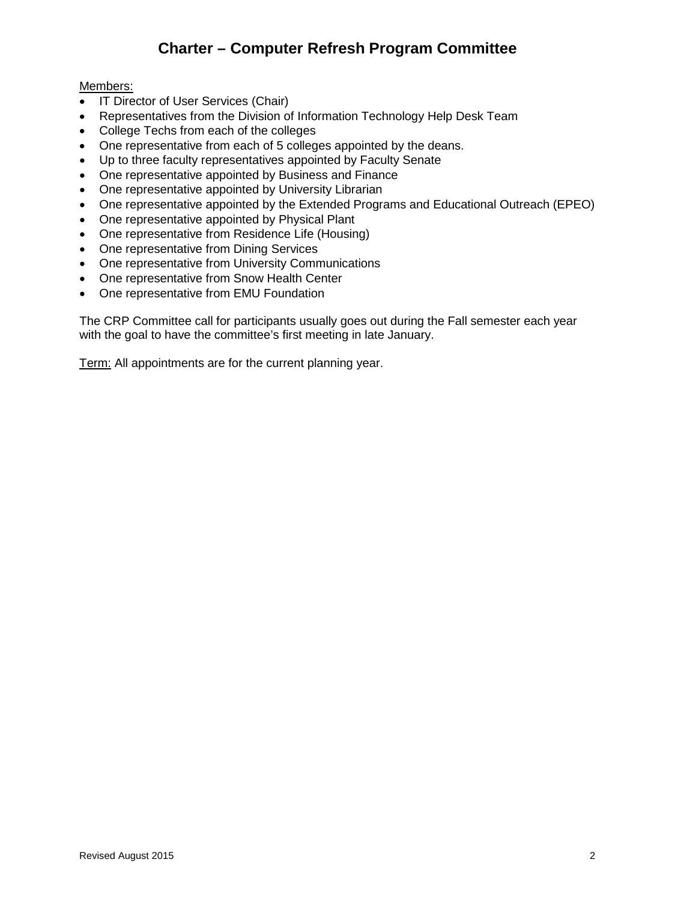# Charter – Computer Refresh Program Committee

Members:

- IT Director of User Services (Chair)
- Representatives from the Division of Information Technology Help Desk Team
- College Techs from each of the colleges
- One representative from each of 5 colleges appointed by the deans.
- Up to three faculty representatives appointed by Faculty Senate
- One representative appointed by Business and Finance
- One representative appointed by University Librarian
- One representative appointed by the Extended Programs and Educational Outreach (EPEO)
- One representative appointed by Physical Plant
- One representative from Residence Life (Housing)
- One representative from Dining Services
- One representative from University Communications
- One representative from Snow Health Center
- One representative from EMU Foundation

The CRP Committee call for participants usually goes out during the Fall semester each year with the goal to have the committee's first meeting in late January.

Term: All appointments are for the current planning year.

Revised August 2015